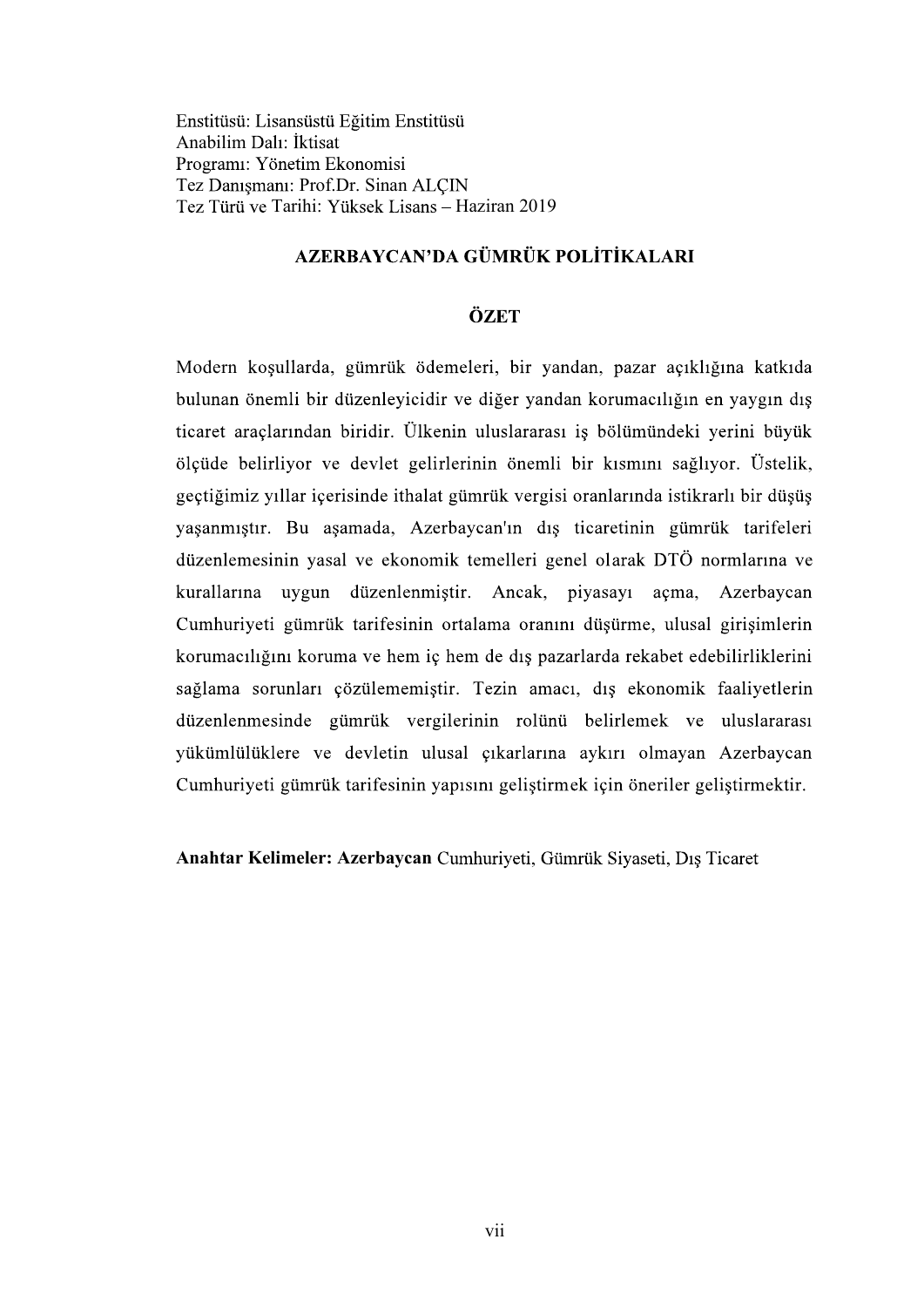Enstitüsü: Lisansüstü Eğitim Enstitüsü
Anabilim Dalı: İktisat
Programı: Yönetim Ekonomisi
Tez Danışmanı: Prof.Dr. Sinan ALÇIN
Tez Türü ve Tarihi: Yüksek Lisans – Haziran 2019

## AZERBAYCAN'DA GÜMRÜK POLİTİKALARI

## ÖZET

Modern koşullarda, gümrük ödemeleri, bir yandan, pazar açıklığına katkıda bulunan önemli bir düzenleyicidir ve diğer yandan korumacılığın en yaygın dış ticaret araçlarından biridir. Ülkenin uluslararası iş bölümündeki yerini büyük ölçüde belirliyor ve devlet gelirlerinin önemli bir kısmını sağlıyor. Üstelik, geçtiğimiz yıllar içerisinde ithalat gümrük vergisi oranlarında istikrarlı bir düşüş yaşanmıştır. Bu aşamada, Azerbaycan'ın dış ticaretinin gümrük tarifeleri düzenlemesinin yasal ve ekonomik temelleri genel olarak DTÖ normlarına ve kurallarına uygun düzenlenmiştir. Ancak, piyasayı açma, Azerbaycan Cumhuriyeti gümrük tarifesinin ortalama oranını düşürme, ulusal girişimlerin korumacılığını koruma ve hem iç hem de dış pazarlarda rekabet edebilirliklerini sağlama sorunları çözülememiştir. Tezin amacı, dış ekonomik faaliyetlerin düzenlenmesinde gümrük vergilerinin rolünü belirlemek ve uluslararası yükümlülüklere ve devletin ulusal çıkarlarına aykırı olmayan Azerbaycan Cumhuriyeti gümrük tarifesinin yapısını geliştirmek için öneriler geliştirmektir.

**Anahtar Kelimeler: Azerbaycan** Cumhuriyeti, Gümrük Siyaseti, Dış Ticaret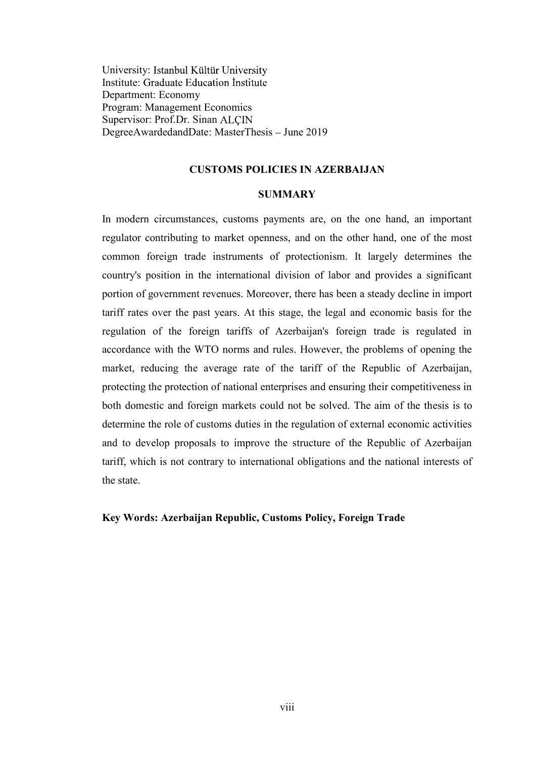University: Istanbul Kültür University
Institute: Graduate Education İnstitute
Department: Economy
Program: Management Economics
Supervisor: Prof.Dr. Sinan ALÇIN
DegreeAwardedandDate: MasterThesis – June 2019

## CUSTOMS POLICIES IN AZERBAIJAN

## SUMMARY

In modern circumstances, customs payments are, on the one hand, an important regulator contributing to market openness, and on the other hand, one of the most common foreign trade instruments of protectionism. It largely determines the country's position in the international division of labor and provides a significant portion of government revenues. Moreover, there has been a steady decline in import tariff rates over the past years. At this stage, the legal and economic basis for the regulation of the foreign tariffs of Azerbaijan's foreign trade is regulated in accordance with the WTO norms and rules. However, the problems of opening the market, reducing the average rate of the tariff of the Republic of Azerbaijan, protecting the protection of national enterprises and ensuring their competitiveness in both domestic and foreign markets could not be solved. The aim of the thesis is to determine the role of customs duties in the regulation of external economic activities and to develop proposals to improve the structure of the Republic of Azerbaijan tariff, which is not contrary to international obligations and the national interests of the state.

**Key Words: Azerbaijan Republic, Customs Policy, Foreign Trade**